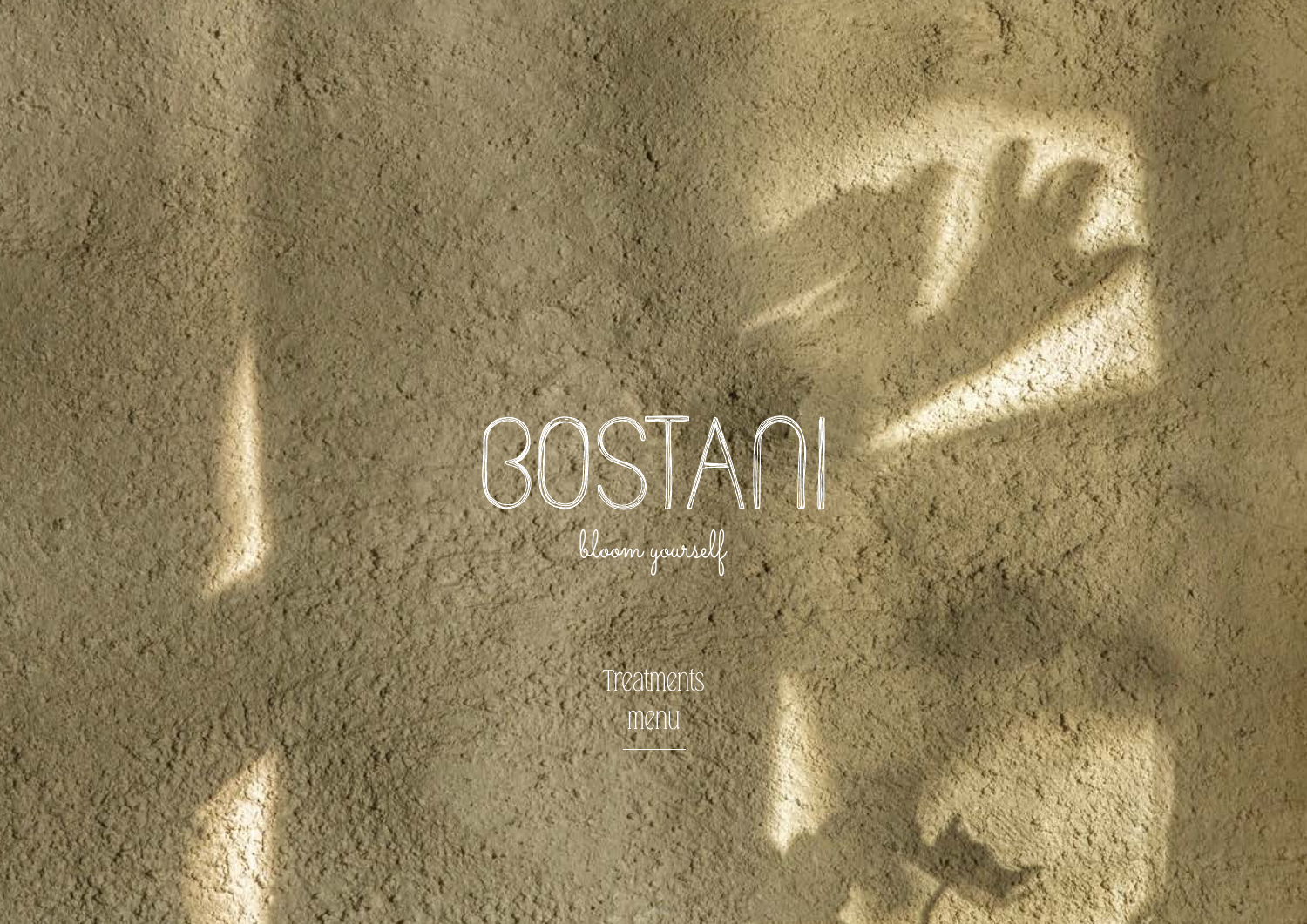# BOSTANI

*bloom yourself*

Treatments
menu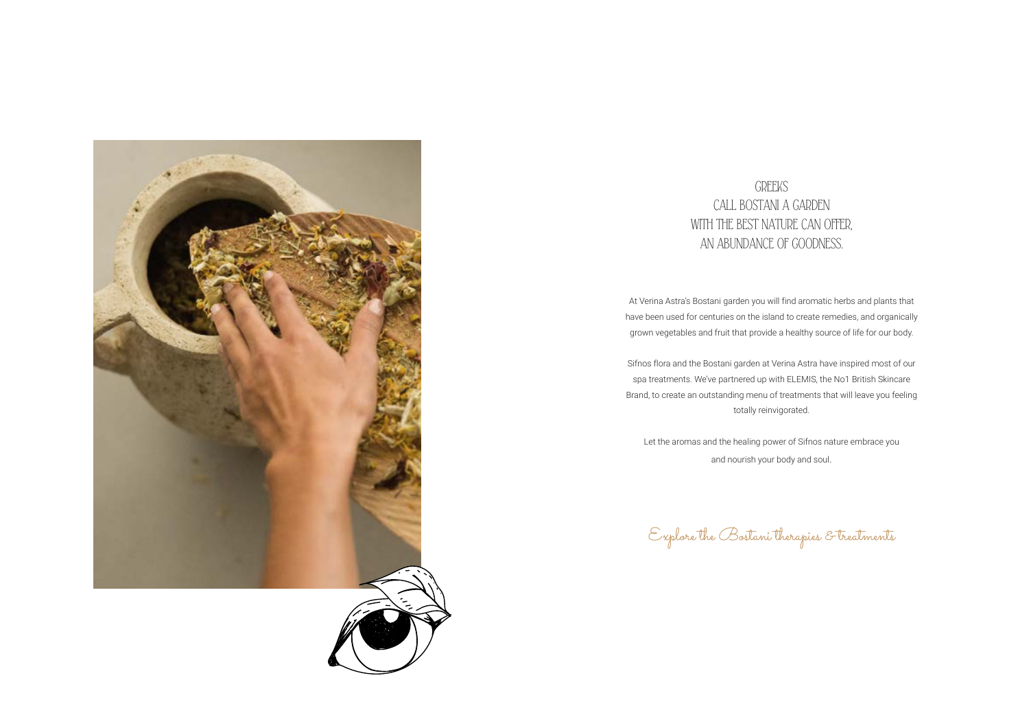## GREEKS CALL BOSTANI A GARDEN WITH THE BEST NATURE CAN OFFER, AN ABUNDANCE OF GOODNESS.

At Verina Astra's Bostani garden you will find aromatic herbs and plants that have been used for centuries on the island to create remedies, and organically grown vegetables and fruit that provide a healthy source of life for our body.

Sifnos flora and the Bostani garden at Verina Astra have inspired most of our spa treatments. We've partnered up with ELEMIS, the No1 British Skincare Brand, to create an outstanding menu of treatments that will leave you feeling totally reinvigorated.

Let the aromas and the healing power of Sifnos nature embrace you and nourish your body and soul.

*Explore the Bostani therapies & treatments*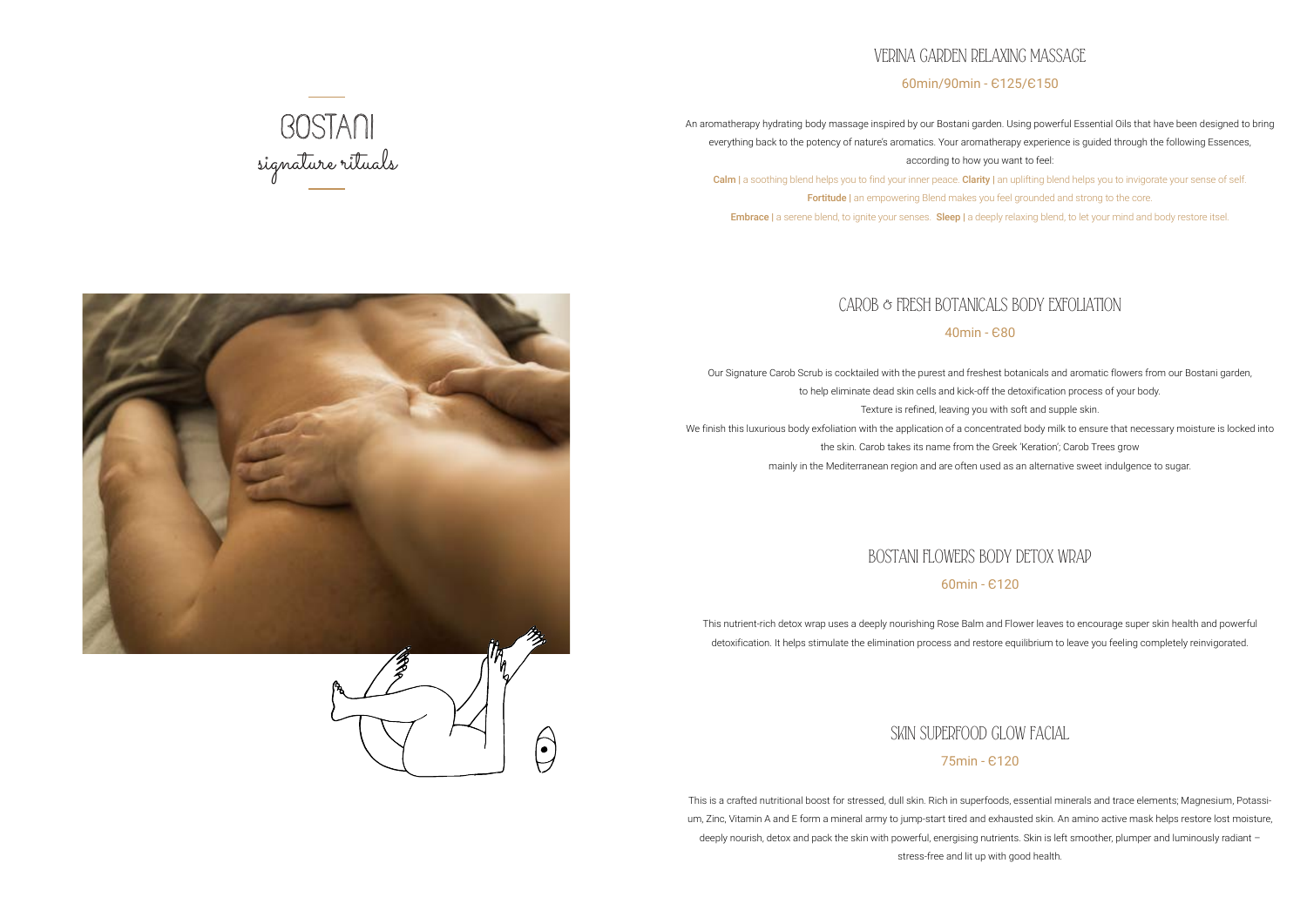# BOSTANI
*signature rituals*

## VERINA GARDEN RELAXING MASSAGE

60min/90min - €125/€150

An aromatherapy hydrating body massage inspired by our Bostani garden. Using powerful Essential Oils that have been designed to bring everything back to the potency of nature's aromatics. Your aromatherapy experience is guided through the following Essences, according to how you want to feel:

**Calm |** a soothing blend helps you to find your inner peace. **Clarity |** an uplifting blend helps you to invigorate your sense of self.
**Fortitude |** an empowering Blend makes you feel grounded and strong to the core.
**Embrace |** a serene blend, to ignite your senses. **Sleep |** a deeply relaxing blend, to let your mind and body restore itsel.

## CAROB & FRESH BOTANICALS BODY EXFOLIATION

40min - €80

Our Signature Carob Scrub is cocktailed with the purest and freshest botanicals and aromatic flowers from our Bostani garden, to help eliminate dead skin cells and kick-off the detoxification process of your body.
Texture is refined, leaving you with soft and supple skin.
We finish this luxurious body exfoliation with the application of a concentrated body milk to ensure that necessary moisture is locked into the skin. Carob takes its name from the Greek 'Keration'; Carob Trees grow mainly in the Mediterranean region and are often used as an alternative sweet indulgence to sugar.

## BOSTANI FLOWERS BODY DETOX WRAP

60min - €120

This nutrient-rich detox wrap uses a deeply nourishing Rose Balm and Flower leaves to encourage super skin health and powerful detoxification. It helps stimulate the elimination process and restore equilibrium to leave you feeling completely reinvigorated.

## SKIN SUPERFOOD GLOW FACIAL

75min - €120

This is a crafted nutritional boost for stressed, dull skin. Rich in superfoods, essential minerals and trace elements; Magnesium, Potassium, Zinc, Vitamin A and E form a mineral army to jump-start tired and exhausted skin. An amino active mask helps restore lost moisture, deeply nourish, detox and pack the skin with powerful, energising nutrients. Skin is left smoother, plumper and luminously radiant – stress-free and lit up with good health.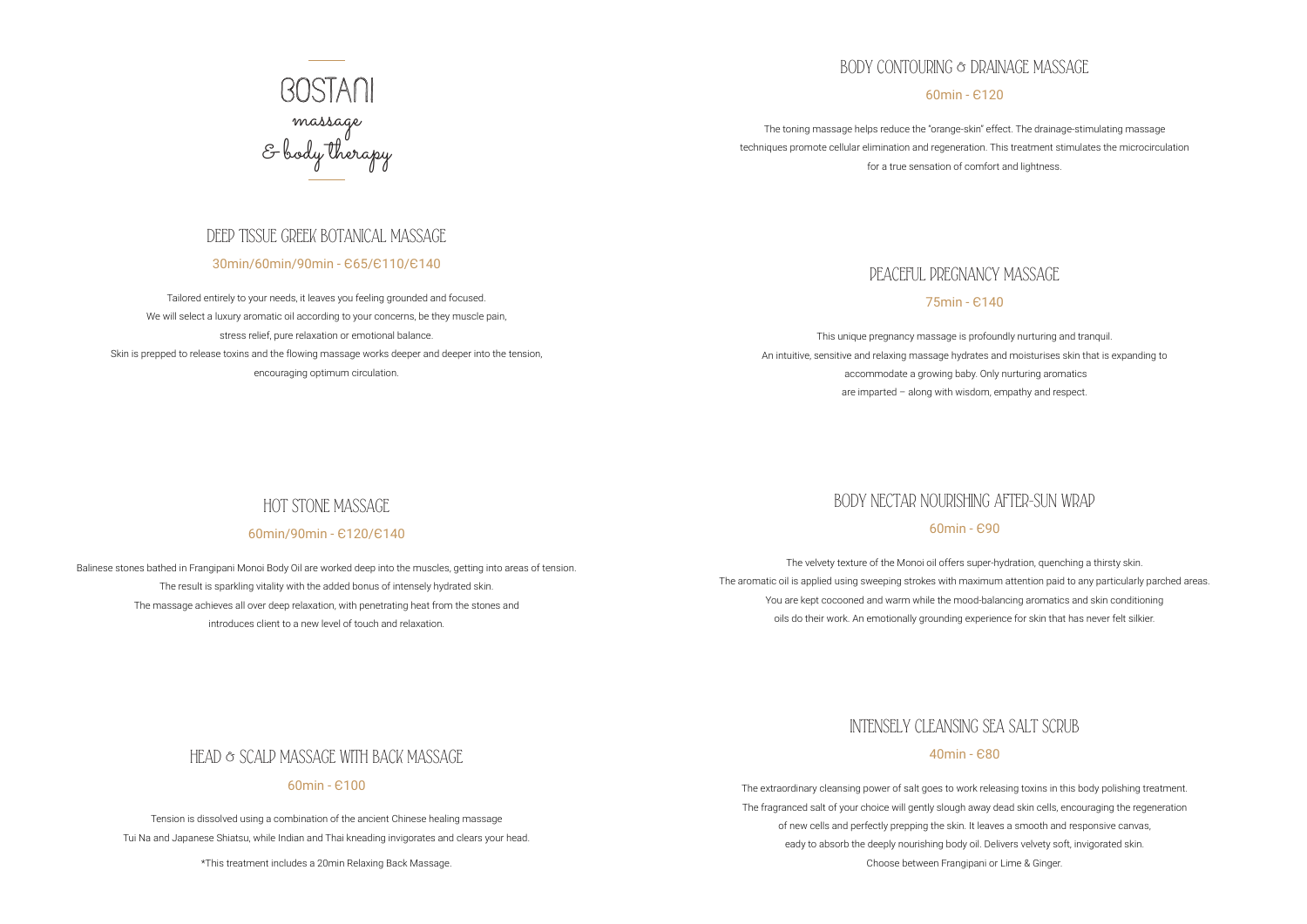# BOSTANI

massage
& body therapy

## DEEP TISSUE GREEK BOTANICAL MASSAGE

30min/60min/90min - €65/€110/€140

Tailored entirely to your needs, it leaves you feeling grounded and focused.
We will select a luxury aromatic oil according to your concerns, be they muscle pain,
stress relief, pure relaxation or emotional balance.
Skin is prepped to release toxins and the flowing massage works deeper and deeper into the tension,
encouraging optimum circulation.

## HOT STONE MASSAGE

60min/90min - €120/€140

Balinese stones bathed in Frangipani Monoi Body Oil are worked deep into the muscles, getting into areas of tension.
The result is sparkling vitality with the added bonus of intensely hydrated skin.
The massage achieves all over deep relaxation, with penetrating heat from the stones and
introduces client to a new level of touch and relaxation.

## HEAD & SCALP MASSAGE WITH BACK MASSAGE

60min - €100

Tension is dissolved using a combination of the ancient Chinese healing massage
Tui Na and Japanese Shiatsu, while Indian and Thai kneading invigorates and clears your head.

*This treatment includes a 20min Relaxing Back Massage.

## BODY CONTOURING & DRAINAGE MASSAGE

60min - €120

The toning massage helps reduce the "orange-skin" effect. The drainage-stimulating massage
techniques promote cellular elimination and regeneration. This treatment stimulates the microcirculation
for a true sensation of comfort and lightness.

## PEACEFUL PREGNANCY MASSAGE

75min - €140

This unique pregnancy massage is profoundly nurturing and tranquil.
An intuitive, sensitive and relaxing massage hydrates and moisturises skin that is expanding to
accommodate a growing baby. Only nurturing aromatics
are imparted – along with wisdom, empathy and respect.

## BODY NECTAR NOURISHING AFTER-SUN WRAP

60min - €90

The velvety texture of the Monoi oil offers super-hydration, quenching a thirsty skin.
The aromatic oil is applied using sweeping strokes with maximum attention paid to any particularly parched areas.
You are kept cocooned and warm while the mood-balancing aromatics and skin conditioning
oils do their work. An emotionally grounding experience for skin that has never felt silkier.

## INTENSELY CLEANSING SEA SALT SCRUB

40min - €80

The extraordinary cleansing power of salt goes to work releasing toxins in this body polishing treatment.
The fragranced salt of your choice will gently slough away dead skin cells, encouraging the regeneration
of new cells and perfectly prepping the skin. It leaves a smooth and responsive canvas,
eady to absorb the deeply nourishing body oil. Delivers velvety soft, invigorated skin.
Choose between Frangipani or Lime & Ginger.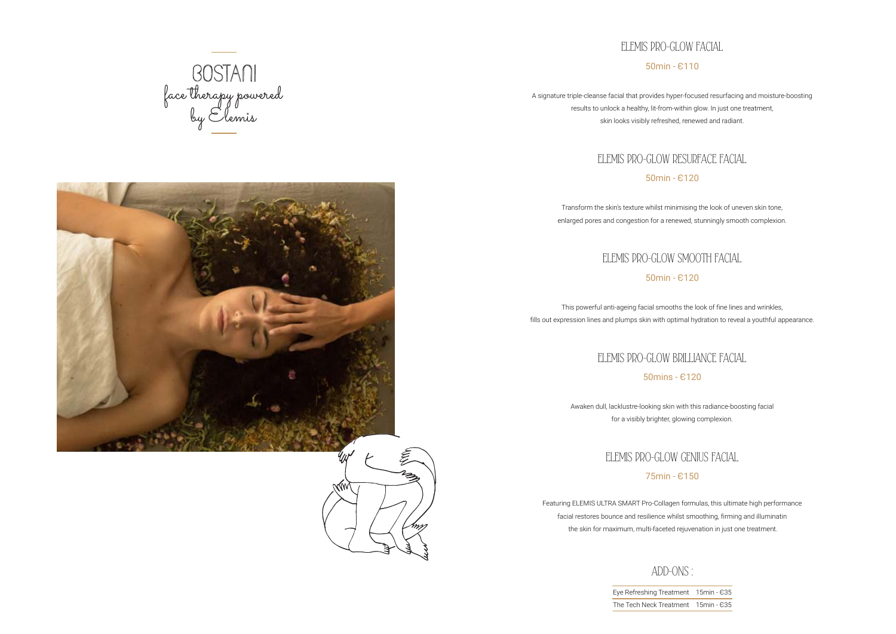# BOSTANI

*face therapy powered by Elemis*

## ELEMIS PRO-GLOW FACIAL

50min - €110

A signature triple-cleanse facial that provides hyper-focused resurfacing and moisture-boosting results to unlock a healthy, lit-from-within glow. In just one treatment, skin looks visibly refreshed, renewed and radiant.

## ELEMIS PRO-GLOW RESURFACE FACIAL

50min - €120

Transform the skin's texture whilst minimising the look of uneven skin tone, enlarged pores and congestion for a renewed, stunningly smooth complexion.

## ELEMIS PRO-GLOW SMOOTH FACIAL

50min - €120

This powerful anti-ageing facial smooths the look of fine lines and wrinkles, fills out expression lines and plumps skin with optimal hydration to reveal a youthful appearance.

## ELEMIS PRO-GLOW BRILLIANCE FACIAL

50mins - €120

Awaken dull, lacklustre-looking skin with this radiance-boosting facial for a visibly brighter, glowing complexion.

## ELEMIS PRO-GLOW GENIUS FACIAL

75min - €150

Featuring ELEMIS ULTRA SMART Pro-Collagen formulas, this ultimate high performance facial restores bounce and resilience whilst smoothing, firming and illuminatin the skin for maximum, multi-faceted rejuvenation in just one treatment.

## ADD-ONS :

| Treatment | Duration - Price |
|---|---|
| Eye Refreshing Treatment | 15min - €35 |
| The Tech Neck Treatment | 15min - €35 |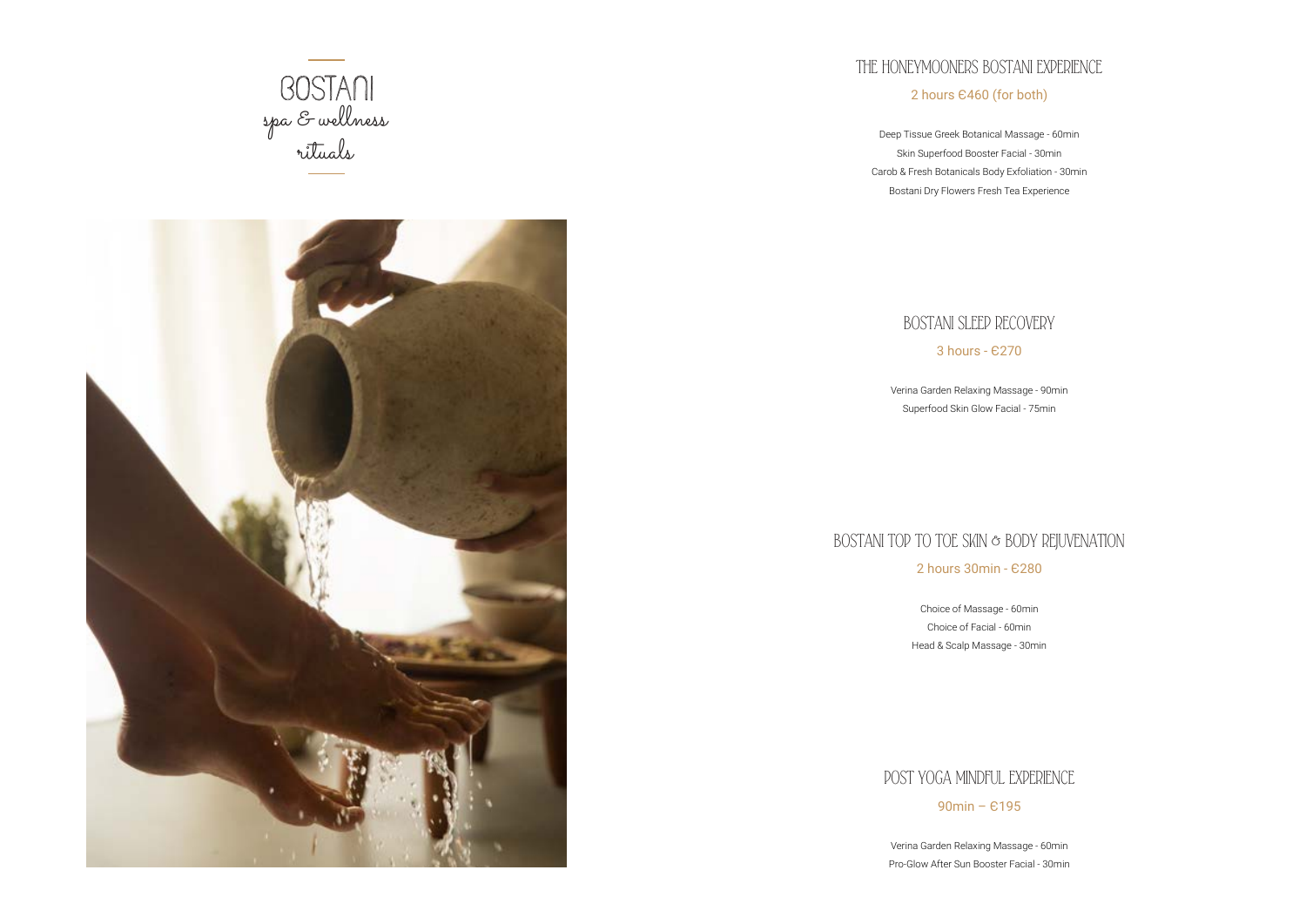# BOSTANI
## spa & wellness rituals

## THE HONEYMOONERS BOSTANI EXPERIENCE

2 hours €460 (for both)

Deep Tissue Greek Botanical Massage - 60min
Skin Superfood Booster Facial - 30min
Carob & Fresh Botanicals Body Exfoliation - 30min
Bostani Dry Flowers Fresh Tea Experience

## BOSTANI SLEEP RECOVERY

3 hours - €270

Verina Garden Relaxing Massage - 90min
Superfood Skin Glow Facial - 75min

## BOSTANI TOP TO TOE SKIN & BODY REJUVENATION

2 hours 30min - €280

Choice of Massage - 60min
Choice of Facial - 60min
Head & Scalp Massage - 30min

## POST YOGA MINDFUL EXPERIENCE

90min – €195

Verina Garden Relaxing Massage - 60min
Pro-Glow After Sun Booster Facial - 30min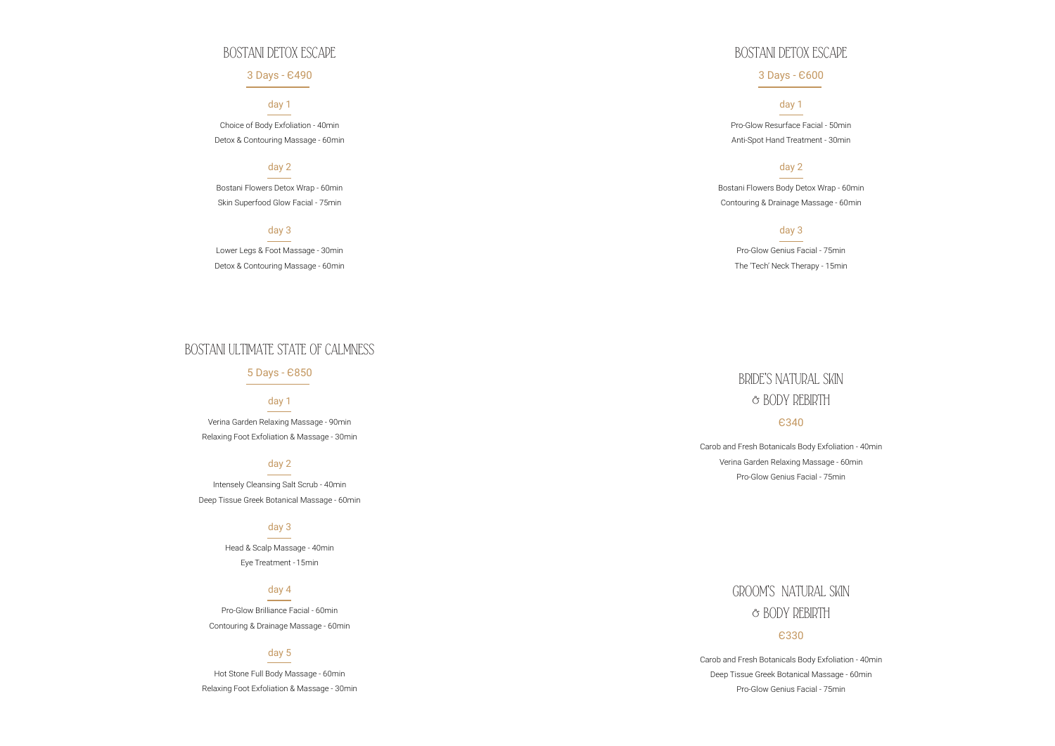## BOSTANI DETOX ESCAPE

3 Days - €490

**day 1**

Choice of Body Exfoliation - 40min
Detox & Contouring Massage - 60min

**day 2**

Bostani Flowers Detox Wrap - 60min
Skin Superfood Glow Facial - 75min

**day 3**

Lower Legs & Foot Massage - 30min
Detox & Contouring Massage - 60min

## BOSTANI ULTIMATE STATE OF CALMNESS

5 Days - €850

**day 1**

Verina Garden Relaxing Massage - 90min
Relaxing Foot Exfoliation & Massage - 30min

**day 2**

Intensely Cleansing Salt Scrub - 40min
Deep Tissue Greek Botanical Massage - 60min

**day 3**

Head & Scalp Massage - 40min
Eye Treatment - 15min

**day 4**

Pro-Glow Brilliance Facial - 60min
Contouring & Drainage Massage - 60min

**day 5**

Hot Stone Full Body Massage - 60min
Relaxing Foot Exfoliation & Massage - 30min

## BOSTANI DETOX ESCAPE

3 Days - €600

**day 1**

Pro-Glow Resurface Facial - 50min
Anti-Spot Hand Treatment - 30min

**day 2**

Bostani Flowers Body Detox Wrap - 60min
Contouring & Drainage Massage - 60min

**day 3**

Pro-Glow Genius Facial - 75min
The 'Tech' Neck Therapy - 15min

## BRIDE'S NATURAL SKIN & BODY REBIRTH

€340

Carob and Fresh Botanicals Body Exfoliation - 40min
Verina Garden Relaxing Massage - 60min
Pro-Glow Genius Facial - 75min

## GROOM'S NATURAL SKIN & BODY REBIRTH

€330

Carob and Fresh Botanicals Body Exfoliation - 40min
Deep Tissue Greek Botanical Massage - 60min
Pro-Glow Genius Facial - 75min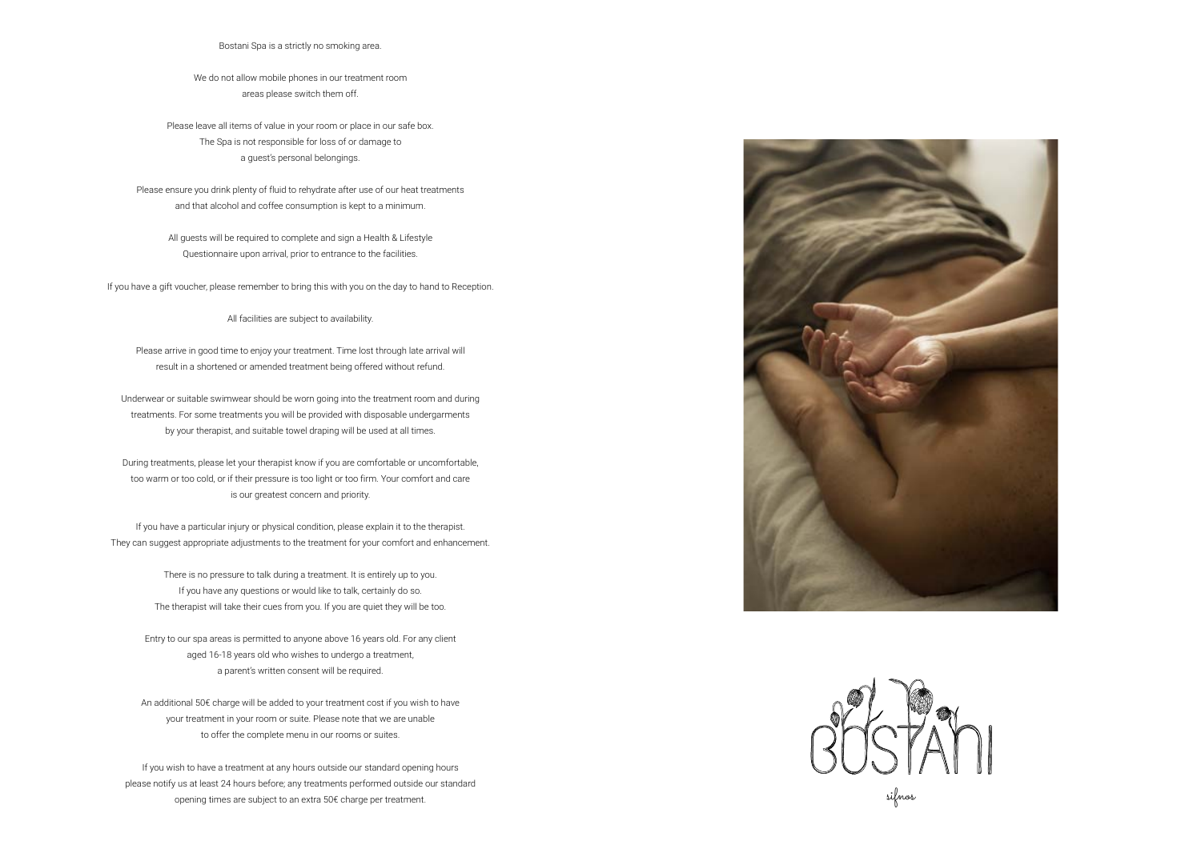Bostani Spa is a strictly no smoking area.

We do not allow mobile phones in our treatment room areas please switch them off.

Please leave all items of value in your room or place in our safe box. The Spa is not responsible for loss of or damage to a guest's personal belongings.

Please ensure you drink plenty of fluid to rehydrate after use of our heat treatments and that alcohol and coffee consumption is kept to a minimum.

All guests will be required to complete and sign a Health & Lifestyle Questionnaire upon arrival, prior to entrance to the facilities.

If you have a gift voucher, please remember to bring this with you on the day to hand to Reception.

All facilities are subject to availability.

Please arrive in good time to enjoy your treatment. Time lost through late arrival will result in a shortened or amended treatment being offered without refund.

Underwear or suitable swimwear should be worn going into the treatment room and during treatments. For some treatments you will be provided with disposable undergarments by your therapist, and suitable towel draping will be used at all times.

During treatments, please let your therapist know if you are comfortable or uncomfortable, too warm or too cold, or if their pressure is too light or too firm. Your comfort and care is our greatest concern and priority.

If you have a particular injury or physical condition, please explain it to the therapist. They can suggest appropriate adjustments to the treatment for your comfort and enhancement.

There is no pressure to talk during a treatment. It is entirely up to you. If you have any questions or would like to talk, certainly do so. The therapist will take their cues from you. If you are quiet they will be too.

Entry to our spa areas is permitted to anyone above 16 years old. For any client aged 16-18 years old who wishes to undergo a treatment, a parent's written consent will be required.

An additional 50€ charge will be added to your treatment cost if you wish to have your treatment in your room or suite. Please note that we are unable to offer the complete menu in our rooms or suites.

If you wish to have a treatment at any hours outside our standard opening hours please notify us at least 24 hours before; any treatments performed outside our standard opening times are subject to an extra 50€ charge per treatment.

BOSTANI

sifnos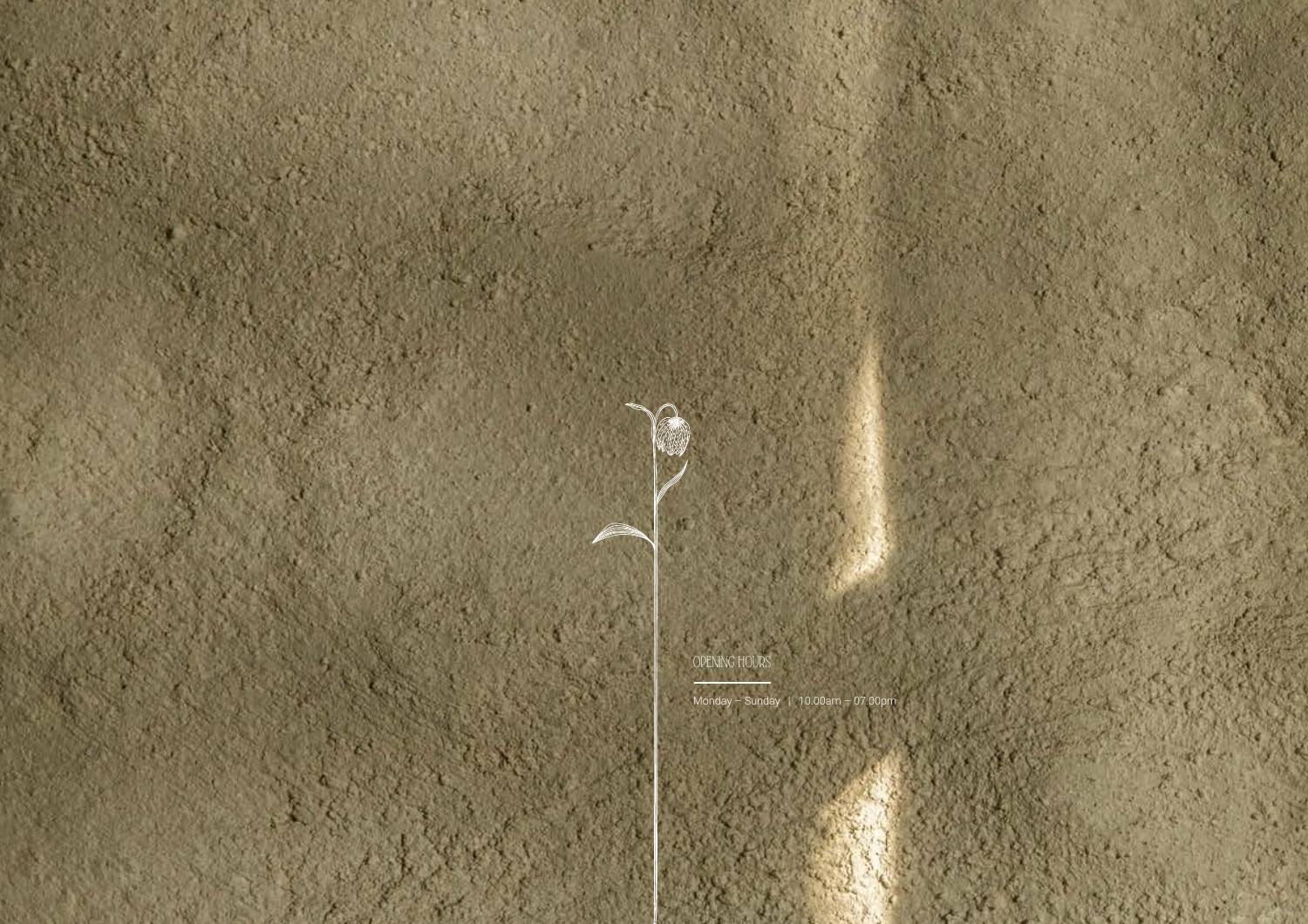OPENING HOURS

Monday – Sunday | 10.00am – 07.00pm